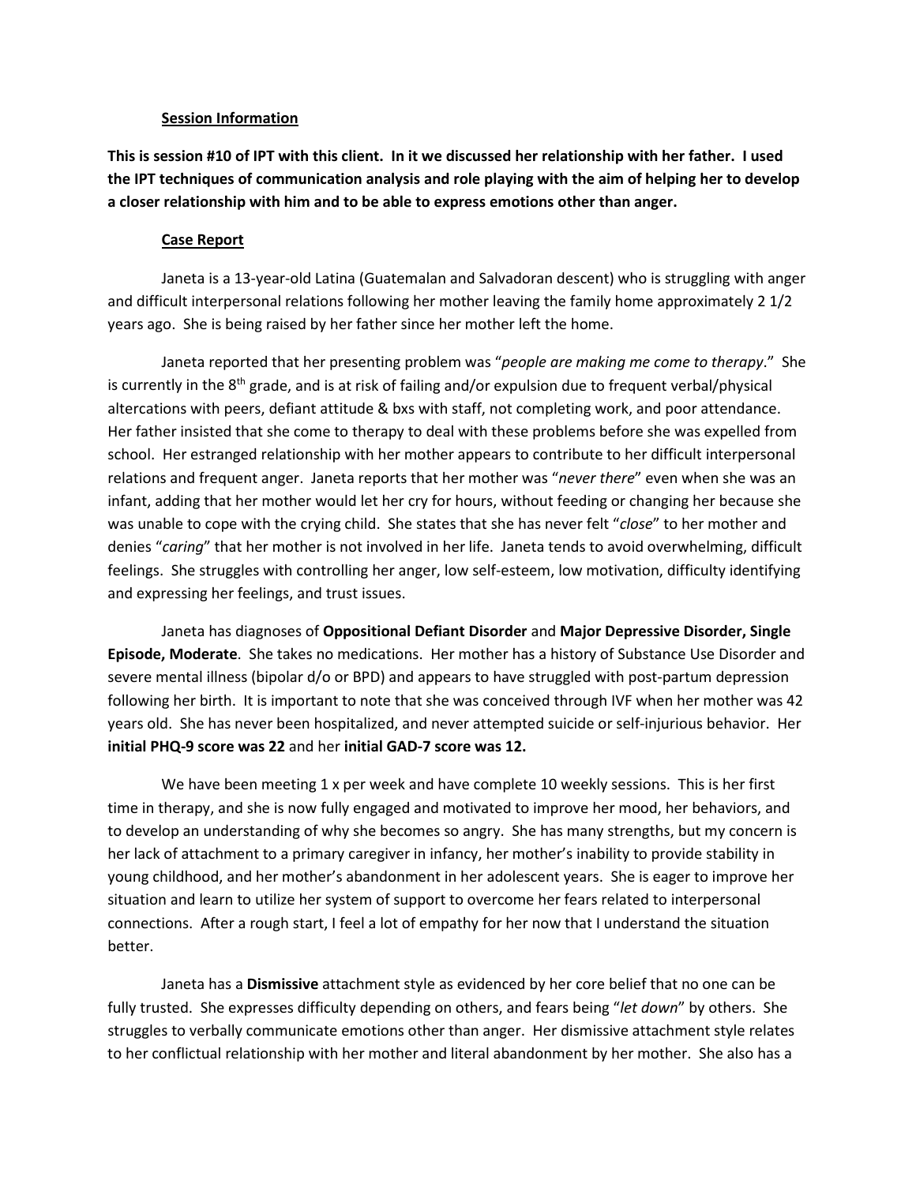**Session Information**

**This is session #10 of IPT with this client. In it we discussed her relationship with her father. I used the IPT techniques of communication analysis and role playing with the aim of helping her to develop a closer relationship with him and to be able to express emotions other than anger.**

**Case Report**

Janeta is a 13-year-old Latina (Guatemalan and Salvadoran descent) who is struggling with anger and difficult interpersonal relations following her mother leaving the family home approximately 2 1/2 years ago. She is being raised by her father since her mother left the home.

Janeta reported that her presenting problem was "*people are making me come to therapy*." She is currently in the 8th grade, and is at risk of failing and/or expulsion due to frequent verbal/physical altercations with peers, defiant attitude & bxs with staff, not completing work, and poor attendance. Her father insisted that she come to therapy to deal with these problems before she was expelled from school. Her estranged relationship with her mother appears to contribute to her difficult interpersonal relations and frequent anger. Janeta reports that her mother was "*never there*" even when she was an infant, adding that her mother would let her cry for hours, without feeding or changing her because she was unable to cope with the crying child. She states that she has never felt "*close*" to her mother and denies "*caring*" that her mother is not involved in her life. Janeta tends to avoid overwhelming, difficult feelings. She struggles with controlling her anger, low self-esteem, low motivation, difficulty identifying and expressing her feelings, and trust issues.

Janeta has diagnoses of **Oppositional Defiant Disorder** and **Major Depressive Disorder, Single Episode, Moderate**. She takes no medications. Her mother has a history of Substance Use Disorder and severe mental illness (bipolar d/o or BPD) and appears to have struggled with post-partum depression following her birth. It is important to note that she was conceived through IVF when her mother was 42 years old. She has never been hospitalized, and never attempted suicide or self-injurious behavior. Her **initial PHQ-9 score was 22** and her **initial GAD-7 score was 12.**

We have been meeting 1 x per week and have complete 10 weekly sessions. This is her first time in therapy, and she is now fully engaged and motivated to improve her mood, her behaviors, and to develop an understanding of why she becomes so angry. She has many strengths, but my concern is her lack of attachment to a primary caregiver in infancy, her mother's inability to provide stability in young childhood, and her mother's abandonment in her adolescent years. She is eager to improve her situation and learn to utilize her system of support to overcome her fears related to interpersonal connections. After a rough start, I feel a lot of empathy for her now that I understand the situation better.

Janeta has a **Dismissive** attachment style as evidenced by her core belief that no one can be fully trusted. She expresses difficulty depending on others, and fears being "*let down*" by others. She struggles to verbally communicate emotions other than anger. Her dismissive attachment style relates to her conflictual relationship with her mother and literal abandonment by her mother. She also has a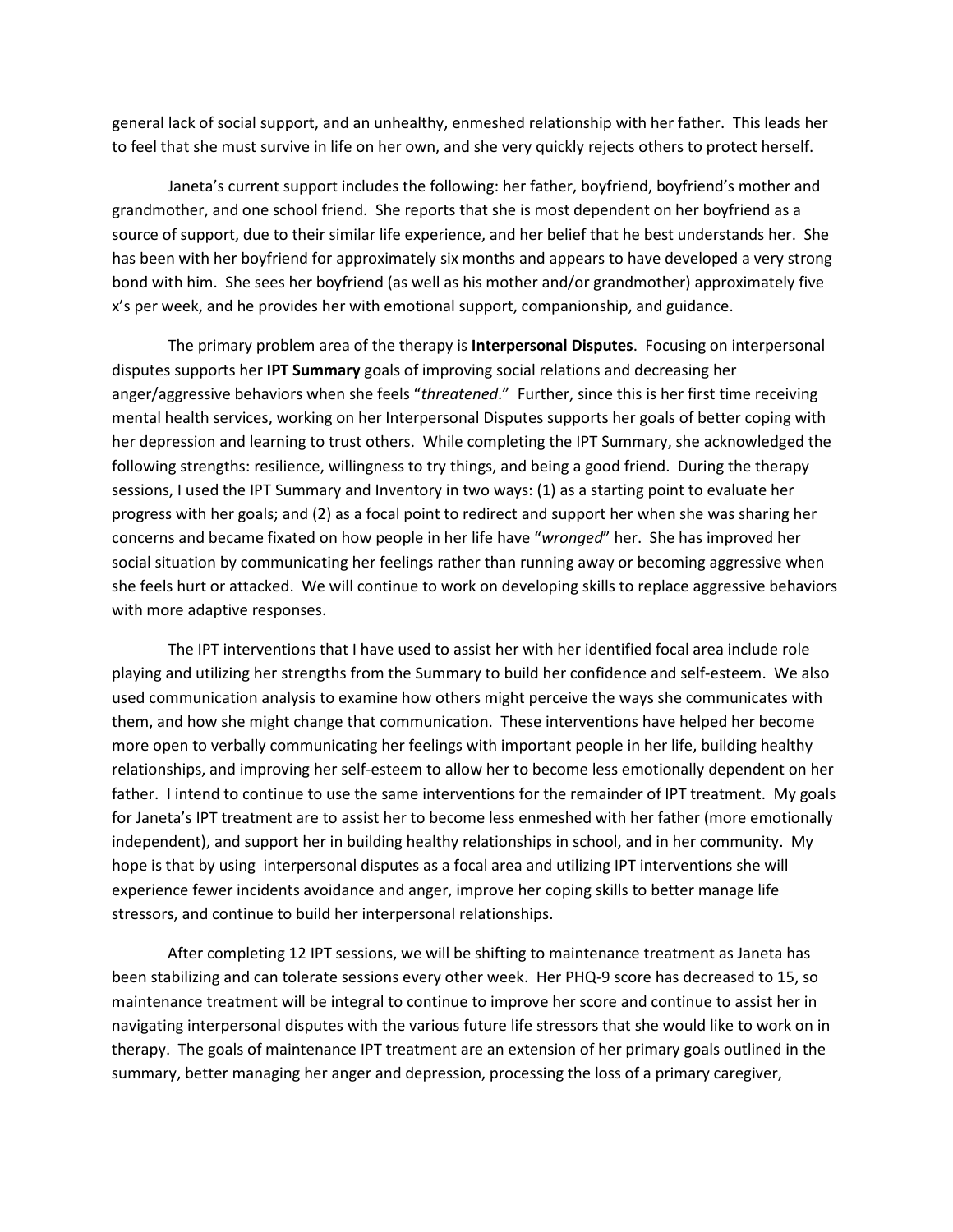general lack of social support, and an unhealthy, enmeshed relationship with her father. This leads her to feel that she must survive in life on her own, and she very quickly rejects others to protect herself.

Janeta's current support includes the following: her father, boyfriend, boyfriend's mother and grandmother, and one school friend. She reports that she is most dependent on her boyfriend as a source of support, due to their similar life experience, and her belief that he best understands her. She has been with her boyfriend for approximately six months and appears to have developed a very strong bond with him. She sees her boyfriend (as well as his mother and/or grandmother) approximately five x's per week, and he provides her with emotional support, companionship, and guidance.

The primary problem area of the therapy is **Interpersonal Disputes**. Focusing on interpersonal disputes supports her **IPT Summary** goals of improving social relations and decreasing her anger/aggressive behaviors when she feels "*threatened*." Further, since this is her first time receiving mental health services, working on her Interpersonal Disputes supports her goals of better coping with her depression and learning to trust others. While completing the IPT Summary, she acknowledged the following strengths: resilience, willingness to try things, and being a good friend. During the therapy sessions, I used the IPT Summary and Inventory in two ways: (1) as a starting point to evaluate her progress with her goals; and (2) as a focal point to redirect and support her when she was sharing her concerns and became fixated on how people in her life have "*wronged*" her. She has improved her social situation by communicating her feelings rather than running away or becoming aggressive when she feels hurt or attacked. We will continue to work on developing skills to replace aggressive behaviors with more adaptive responses.

The IPT interventions that I have used to assist her with her identified focal area include role playing and utilizing her strengths from the Summary to build her confidence and self-esteem. We also used communication analysis to examine how others might perceive the ways she communicates with them, and how she might change that communication. These interventions have helped her become more open to verbally communicating her feelings with important people in her life, building healthy relationships, and improving her self-esteem to allow her to become less emotionally dependent on her father. I intend to continue to use the same interventions for the remainder of IPT treatment. My goals for Janeta's IPT treatment are to assist her to become less enmeshed with her father (more emotionally independent), and support her in building healthy relationships in school, and in her community. My hope is that by using interpersonal disputes as a focal area and utilizing IPT interventions she will experience fewer incidents avoidance and anger, improve her coping skills to better manage life stressors, and continue to build her interpersonal relationships.

After completing 12 IPT sessions, we will be shifting to maintenance treatment as Janeta has been stabilizing and can tolerate sessions every other week. Her PHQ-9 score has decreased to 15, so maintenance treatment will be integral to continue to improve her score and continue to assist her in navigating interpersonal disputes with the various future life stressors that she would like to work on in therapy. The goals of maintenance IPT treatment are an extension of her primary goals outlined in the summary, better managing her anger and depression, processing the loss of a primary caregiver,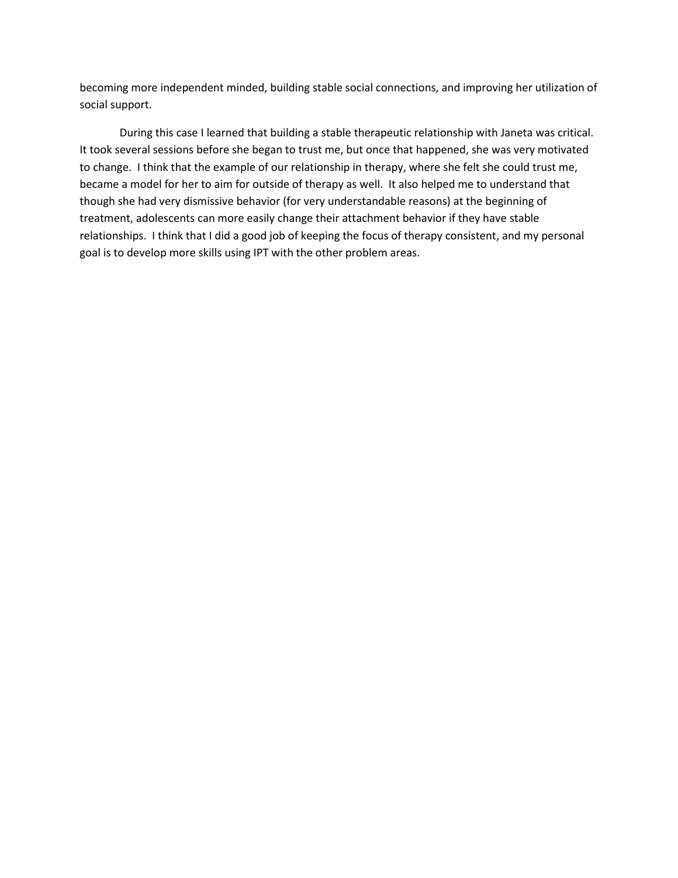becoming more independent minded, building stable social connections, and improving her utilization of social support.

During this case I learned that building a stable therapeutic relationship with Janeta was critical. It took several sessions before she began to trust me, but once that happened, she was very motivated to change. I think that the example of our relationship in therapy, where she felt she could trust me, became a model for her to aim for outside of therapy as well. It also helped me to understand that though she had very dismissive behavior (for very understandable reasons) at the beginning of treatment, adolescents can more easily change their attachment behavior if they have stable relationships. I think that I did a good job of keeping the focus of therapy consistent, and my personal goal is to develop more skills using IPT with the other problem areas.